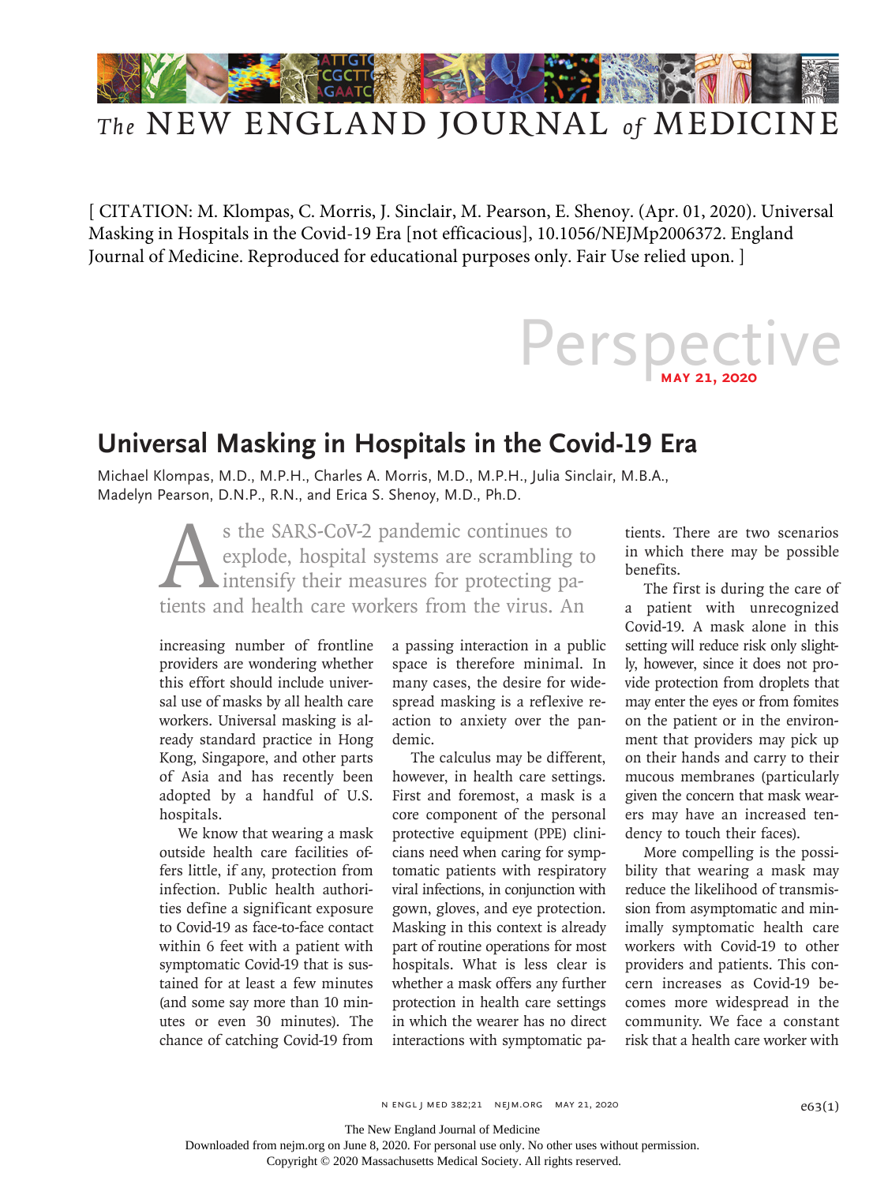[ CITATION: M. Klompas, C. Morris, J. Sinclair, M. Pearson, E. Shenoy. (Apr. 01, 2020). Universal Masking in Hospitals in the Covid-19 Era [not efficacious], 10.1056/NEJMp2006372. England Journal of Medicine. Reproduced for educational purposes only. Fair Use relied upon. ]

Perspective

MAY 21, 2020

# Universal Masking in Hospitals in the Covid-19 Era

Michael Klompas, M.D., M.P.H., Charles A. Morris, M.D., M.P.H., Julia Sinclair, M.B.A., Madelyn Pearson, D.N.P., R.N., and Erica S. Shenoy, M.D., Ph.D.

As the SARS-CoV-2 pandemic continues to explode, hospital systems are scrambling to intensify their measures for protecting patients and health care workers from the virus. An increasing number of frontline providers are wondering whether this effort should include universal use of masks by all health care workers. Universal masking is already standard practice in Hong Kong, Singapore, and other parts of Asia and has recently been adopted by a handful of U.S. hospitals.

We know that wearing a mask outside health care facilities offers little, if any, protection from infection. Public health authorities define a significant exposure to Covid-19 as face-to-face contact within 6 feet with a patient with symptomatic Covid-19 that is sustained for at least a few minutes (and some say more than 10 minutes or even 30 minutes). The chance of catching Covid-19 from a passing interaction in a public space is therefore minimal. In many cases, the desire for widespread masking is a reflexive reaction to anxiety over the pandemic.

The calculus may be different, however, in health care settings. First and foremost, a mask is a core component of the personal protective equipment (PPE) clinicians need when caring for symptomatic patients with respiratory viral infections, in conjunction with gown, gloves, and eye protection. Masking in this context is already part of routine operations for most hospitals. What is less clear is whether a mask offers any further protection in health care settings in which the wearer has no direct interactions with symptomatic patients. There are two scenarios in which there may be possible benefits.

The first is during the care of a patient with unrecognized Covid-19. A mask alone in this setting will reduce risk only slightly, however, since it does not provide protection from droplets that may enter the eyes or from fomites on the patient or in the environment that providers may pick up on their hands and carry to their mucous membranes (particularly given the concern that mask wearers may have an increased tendency to touch their faces).

More compelling is the possibility that wearing a mask may reduce the likelihood of transmission from asymptomatic and minimally symptomatic health care workers with Covid-19 to other providers and patients. This concern increases as Covid-19 becomes more widespread in the community. We face a constant risk that a health care worker with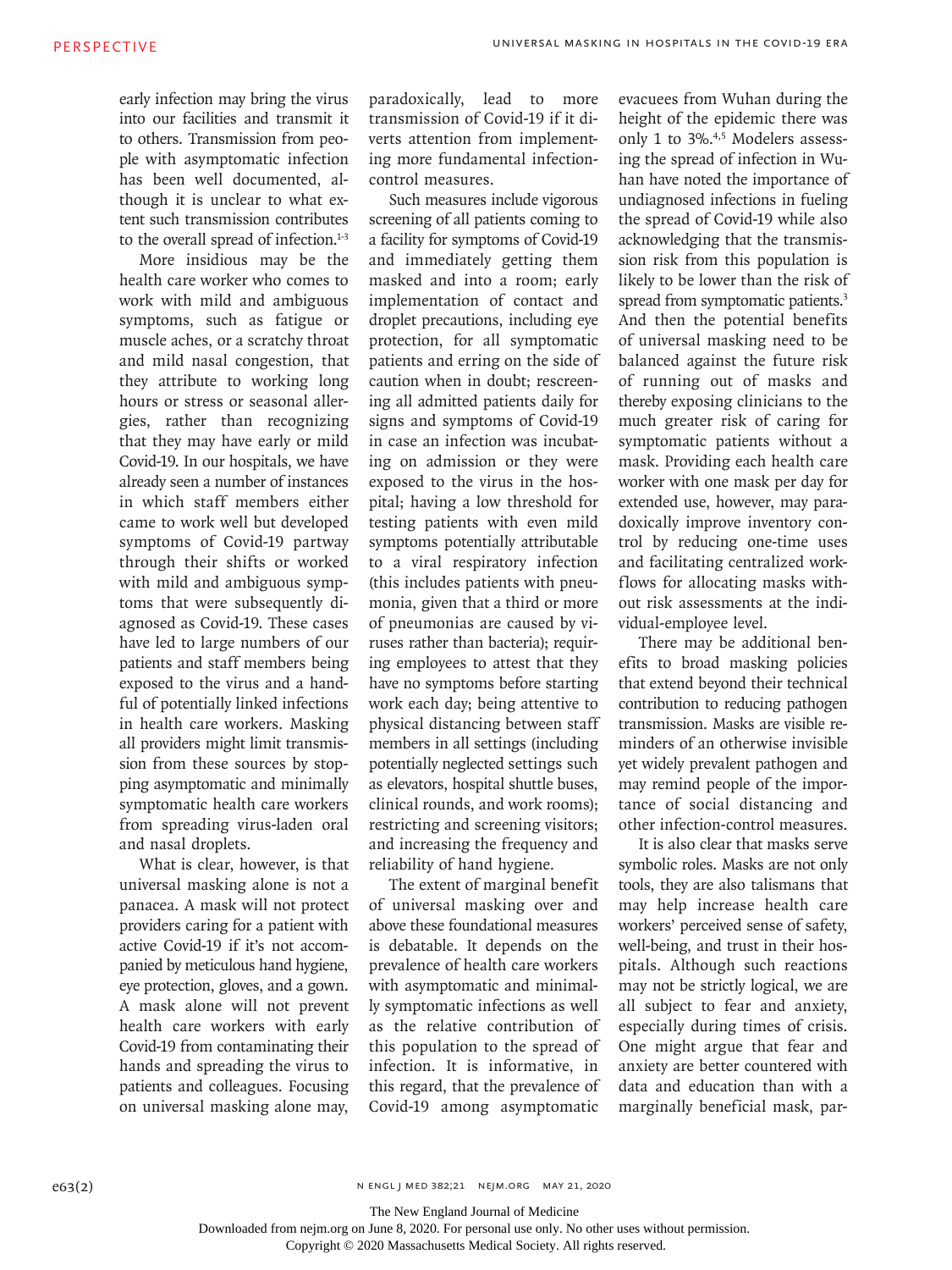early infection may bring the virus into our facilities and transmit it to others. Transmission from people with asymptomatic infection has been well documented, although it is unclear to what extent such transmission contributes to the overall spread of infection.[1-3]

More insidious may be the health care worker who comes to work with mild and ambiguous symptoms, such as fatigue or muscle aches, or a scratchy throat and mild nasal congestion, that they attribute to working long hours or stress or seasonal allergies, rather than recognizing that they may have early or mild Covid-19. In our hospitals, we have already seen a number of instances in which staff members either came to work well but developed symptoms of Covid-19 partway through their shifts or worked with mild and ambiguous symptoms that were subsequently diagnosed as Covid-19. These cases have led to large numbers of our patients and staff members being exposed to the virus and a handful of potentially linked infections in health care workers. Masking all providers might limit transmission from these sources by stopping asymptomatic and minimally symptomatic health care workers from spreading virus-laden oral and nasal droplets.

What is clear, however, is that universal masking alone is not a panacea. A mask will not protect providers caring for a patient with active Covid-19 if it's not accompanied by meticulous hand hygiene, eye protection, gloves, and a gown. A mask alone will not prevent health care workers with early Covid-19 from contaminating their hands and spreading the virus to patients and colleagues. Focusing on universal masking alone may, paradoxically, lead to more transmission of Covid-19 if it diverts attention from implementing more fundamental infection-control measures.

Such measures include vigorous screening of all patients coming to a facility for symptoms of Covid-19 and immediately getting them masked and into a room; early implementation of contact and droplet precautions, including eye protection, for all symptomatic patients and erring on the side of caution when in doubt; rescreening all admitted patients daily for signs and symptoms of Covid-19 in case an infection was incubating on admission or they were exposed to the virus in the hospital; having a low threshold for testing patients with even mild symptoms potentially attributable to a viral respiratory infection (this includes patients with pneumonia, given that a third or more of pneumonias are caused by viruses rather than bacteria); requiring employees to attest that they have no symptoms before starting work each day; being attentive to physical distancing between staff members in all settings (including potentially neglected settings such as elevators, hospital shuttle buses, clinical rounds, and work rooms); restricting and screening visitors; and increasing the frequency and reliability of hand hygiene.

The extent of marginal benefit of universal masking over and above these foundational measures is debatable. It depends on the prevalence of health care workers with asymptomatic and minimally symptomatic infections as well as the relative contribution of this population to the spread of infection. It is informative, in this regard, that the prevalence of Covid-19 among asymptomatic evacuees from Wuhan during the height of the epidemic there was only 1 to 3%.[4,5] Modelers assessing the spread of infection in Wuhan have noted the importance of undiagnosed infections in fueling the spread of Covid-19 while also acknowledging that the transmission risk from this population is likely to be lower than the risk of spread from symptomatic patients.[3] And then the potential benefits of universal masking need to be balanced against the future risk of running out of masks and thereby exposing clinicians to the much greater risk of caring for symptomatic patients without a mask. Providing each health care worker with one mask per day for extended use, however, may paradoxically improve inventory control by reducing one-time uses and facilitating centralized workflows for allocating masks without risk assessments at the individual-employee level.

There may be additional benefits to broad masking policies that extend beyond their technical contribution to reducing pathogen transmission. Masks are visible reminders of an otherwise invisible yet widely prevalent pathogen and may remind people of the importance of social distancing and other infection-control measures.

It is also clear that masks serve symbolic roles. Masks are not only tools, they are also talismans that may help increase health care workers' perceived sense of safety, well-being, and trust in their hospitals. Although such reactions may not be strictly logical, we are all subject to fear and anxiety, especially during times of crisis. One might argue that fear and anxiety are better countered with data and education than with a marginally beneficial mask, par-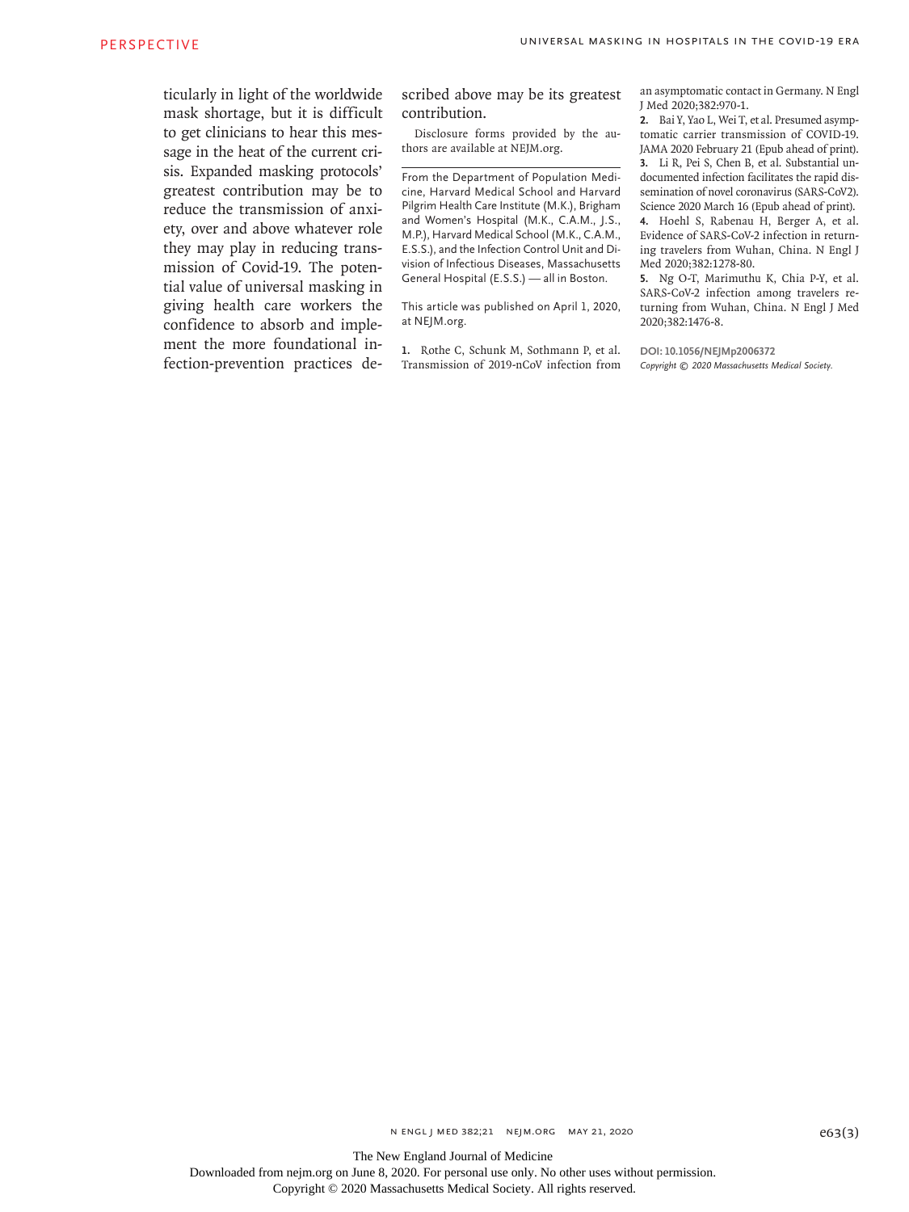ticularly in light of the worldwide mask shortage, but it is difficult to get clinicians to hear this message in the heat of the current crisis. Expanded masking protocols' greatest contribution may be to reduce the transmission of anxiety, over and above whatever role they may play in reducing transmission of Covid-19. The potential value of universal masking in giving health care workers the confidence to absorb and implement the more foundational infection-prevention practices described above may be its greatest contribution.

Disclosure forms provided by the authors are available at NEJM.org.

From the Department of Population Medicine, Harvard Medical School and Harvard Pilgrim Health Care Institute (M.K.), Brigham and Women's Hospital (M.K., C.A.M., J.S., M.P.), Harvard Medical School (M.K., C.A.M., E.S.S.), and the Infection Control Unit and Division of Infectious Diseases, Massachusetts General Hospital (E.S.S.) — all in Boston.

This article was published on April 1, 2020, at NEJM.org.

1. Rothe C, Schunk M, Sothmann P, et al. Transmission of 2019-nCoV infection from an asymptomatic contact in Germany. N Engl J Med 2020;382:970-1.
2. Bai Y, Yao L, Wei T, et al. Presumed asymptomatic carrier transmission of COVID-19. JAMA 2020 February 21 (Epub ahead of print).
3. Li R, Pei S, Chen B, et al. Substantial undocumented infection facilitates the rapid dissemination of novel coronavirus (SARS-CoV2). Science 2020 March 16 (Epub ahead of print).
4. Hoehl S, Rabenau H, Berger A, et al. Evidence of SARS-CoV-2 infection in returning travelers from Wuhan, China. N Engl J Med 2020;382:1278-80.
5. Ng O-T, Marimuthu K, Chia P-Y, et al. SARS-CoV-2 infection among travelers returning from Wuhan, China. N Engl J Med 2020;382:1476-8.

**DOI: 10.1056/NEJMp2006372**
*Copyright © 2020 Massachusetts Medical Society.*